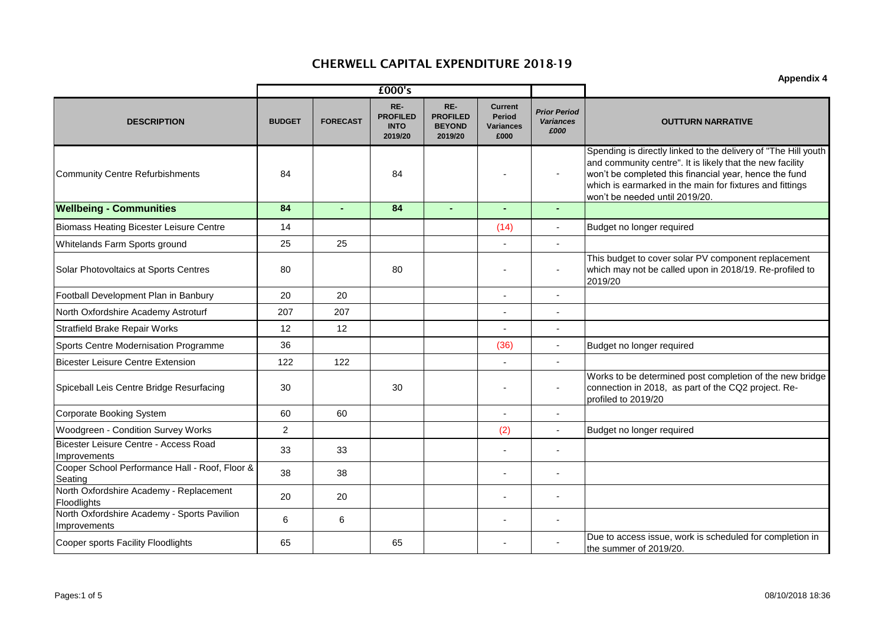# CHERWELL CAPITAL EXPENDITURE 2018-19

**Appendix 4**

| | £000's | | | | | | |
|---|---|---|---|---|---|---|---|
| **DESCRIPTION** | **BUDGET** | **FORECAST** | **RE-PROFILED INTO 2019/20** | **RE-PROFILED BEYOND 2019/20** | **Current Period Variances £000** | ***Prior Period Variances £000*** | **OUTTURN NARRATIVE** |
| Community Centre Refurbishments | 84 | | 84 | | - | - | Spending is directly linked to the delivery of "The Hill youth and community centre". It is likely that the new facility won't be completed this financial year, hence the fund which is earmarked in the main for fixtures and fittings won't be needed until 2019/20. |
| **Wellbeing - Communities** | **84** | **-** | **84** | **-** | **-** | **-** | |
| Biomass Heating Bicester Leisure Centre | 14 | | | | (14) | - | Budget no longer required |
| Whitelands Farm Sports ground | 25 | 25 | | | - | - | |
| Solar Photovoltaics at Sports Centres | 80 | | 80 | | - | - | This budget to cover solar PV component replacement which may not be called upon in 2018/19. Re-profiled to 2019/20 |
| Football Development Plan in Banbury | 20 | 20 | | | - | - | |
| North Oxfordshire Academy Astroturf | 207 | 207 | | | - | - | |
| Stratfield Brake Repair Works | 12 | 12 | | | - | - | |
| Sports Centre Modernisation Programme | 36 | | | | (36) | - | Budget no longer required |
| Bicester Leisure Centre Extension | 122 | 122 | | | - | - | |
| Spiceball Leis Centre Bridge Resurfacing | 30 | | 30 | | - | - | Works to be determined post completion of the new bridge connection in 2018, as part of the CQ2 project. Re-profiled to 2019/20 |
| Corporate Booking System | 60 | 60 | | | - | - | |
| Woodgreen - Condition Survey Works | 2 | | | | (2) | - | Budget no longer required |
| Bicester Leisure Centre - Access Road Improvements | 33 | 33 | | | - | - | |
| Cooper School Performance Hall - Roof, Floor & Seating | 38 | 38 | | | - | - | |
| North Oxfordshire Academy - Replacement Floodlights | 20 | 20 | | | - | - | |
| North Oxfordshire Academy - Sports Pavilion Improvements | 6 | 6 | | | - | - | |
| Cooper sports Facility Floodlights | 65 | | 65 | | - | - | Due to access issue, work is scheduled for completion in the summer of 2019/20. |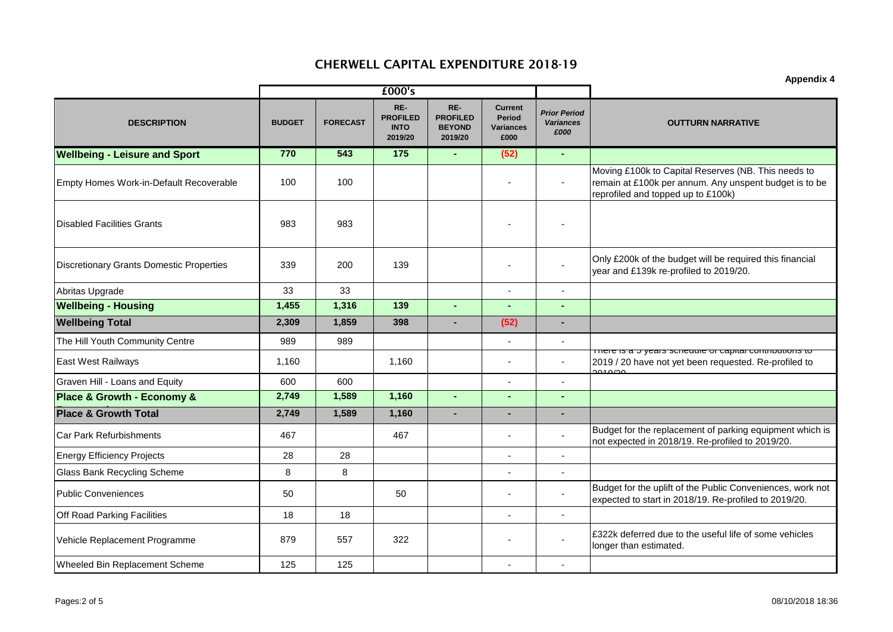# CHERWELL CAPITAL EXPENDITURE 2018-19

**Appendix 4**

| DESCRIPTION | £000's | | | | | | OUTTURN NARRATIVE |
|---|---|---|---|---|---|---|---|
| | BUDGET | FORECAST | RE-PROFILED INTO 2019/20 | RE-PROFILED BEYOND 2019/20 | Current Period Variances £000 | *Prior Period Variances £000* | |
| **Wellbeing - Leisure and Sport** | **770** | **543** | **175** | **-** | **(52)** | **-** | |
| Empty Homes Work-in-Default Recoverable | 100 | 100 | | | - | - | Moving £100k to Capital Reserves (NB. This needs to remain at £100k per annum. Any unspent budget is to be reprofiled and topped up to £100k) |
| Disabled Facilities Grants | 983 | 983 | | | - | - | |
| Discretionary Grants Domestic Properties | 339 | 200 | 139 | | - | - | Only £200k of the budget will be required this financial year and £139k re-profiled to 2019/20. |
| Abritas Upgrade | 33 | 33 | | | - | - | |
| **Wellbeing - Housing** | **1,455** | **1,316** | **139** | **-** | **-** | **-** | |
| **Wellbeing Total** | **2,309** | **1,859** | **398** | **-** | **(52)** | **-** | |
| The Hill Youth Community Centre | 989 | 989 | | | - | - | |
| East West Railways | 1,160 | | 1,160 | | - | - | There is a 5 years schedule of capital contributions to 2019 / 20 have not yet been requested. Re-profiled to 2019/20 |
| Graven Hill - Loans and Equity | 600 | 600 | | | - | - | |
| **Place & Growth - Economy &** | **2,749** | **1,589** | **1,160** | **-** | **-** | **-** | |
| **Place & Growth Total** | **2,749** | **1,589** | **1,160** | **-** | **-** | **-** | |
| Car Park Refurbishments | 467 | | 467 | | - | - | Budget for the replacement of parking equipment which is not expected in 2018/19. Re-profiled to 2019/20. |
| Energy Efficiency Projects | 28 | 28 | | | - | - | |
| Glass Bank Recycling Scheme | 8 | 8 | | | - | - | |
| Public Conveniences | 50 | | 50 | | - | - | Budget for the uplift of the Public Conveniences, work not expected to start in 2018/19. Re-profiled to 2019/20. |
| Off Road Parking Facilities | 18 | 18 | | | - | - | |
| Vehicle Replacement Programme | 879 | 557 | 322 | | - | - | £322k deferred due to the useful life of some vehicles longer than estimated. |
| Wheeled Bin Replacement Scheme | 125 | 125 | | | - | - | |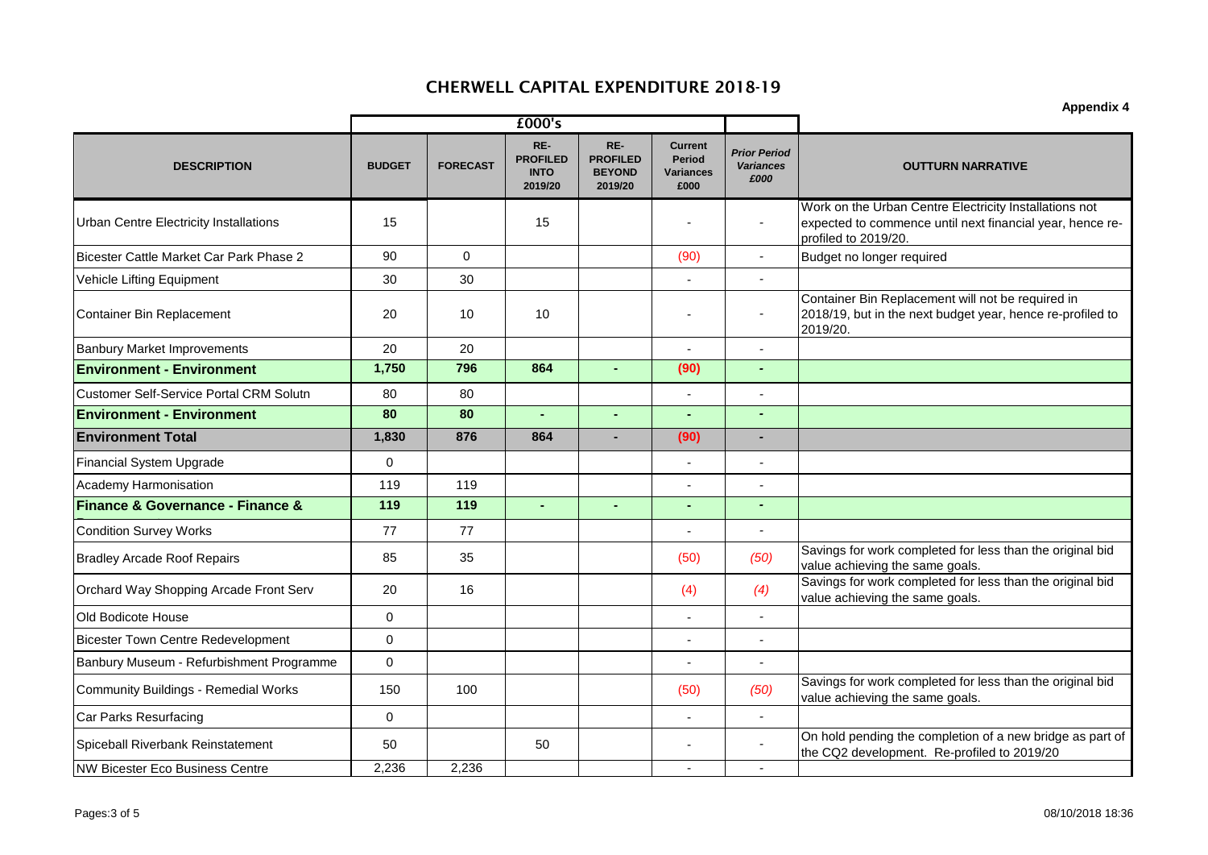# CHERWELL CAPITAL EXPENDITURE 2018-19

**Appendix 4**

| DESCRIPTION | £000's | | | | | | OUTTURN NARRATIVE |
|---|---|---|---|---|---|---|---|
| | BUDGET | FORECAST | RE-PROFILED INTO 2019/20 | RE-PROFILED BEYOND 2019/20 | Current Period Variances £000 | *Prior Period Variances £000* | |
| Urban Centre Electricity Installations | 15 | | 15 | | - | - | Work on the Urban Centre Electricity Installations not expected to commence until next financial year, hence re-profiled to 2019/20. |
| Bicester Cattle Market Car Park Phase 2 | 90 | 0 | | | (90) | - | Budget no longer required |
| Vehicle Lifting Equipment | 30 | 30 | | | - | - | |
| Container Bin Replacement | 20 | 10 | 10 | | - | - | Container Bin Replacement will not be required in 2018/19, but in the next budget year, hence re-profiled to 2019/20. |
| Banbury Market Improvements | 20 | 20 | | | - | - | |
| **Environment - Environment** | **1,750** | **796** | **864** | **-** | **(90)** | **-** | |
| Customer Self-Service Portal CRM Solutn | 80 | 80 | | | - | - | |
| **Environment - Environment** | **80** | **80** | **-** | **-** | **-** | **-** | |
| **Environment Total** | **1,830** | **876** | **864** | **-** | **(90)** | **-** | |
| Financial System Upgrade | 0 | | | | - | - | |
| Academy Harmonisation | 119 | 119 | | | - | - | |
| **Finance & Governance - Finance &** | **119** | **119** | **-** | **-** | **-** | **-** | |
| Condition Survey Works | 77 | 77 | | | - | - | |
| Bradley Arcade Roof Repairs | 85 | 35 | | | (50) | *(50)* | Savings for work completed for less than the original bid value achieving the same goals. |
| Orchard Way Shopping Arcade Front Serv | 20 | 16 | | | (4) | *(4)* | Savings for work completed for less than the original bid value achieving the same goals. |
| Old Bodicote House | 0 | | | | - | - | |
| Bicester Town Centre Redevelopment | 0 | | | | - | - | |
| Banbury Museum - Refurbishment Programme | 0 | | | | - | - | |
| Community Buildings - Remedial Works | 150 | 100 | | | (50) | *(50)* | Savings for work completed for less than the original bid value achieving the same goals. |
| Car Parks Resurfacing | 0 | | | | - | - | |
| Spiceball Riverbank Reinstatement | 50 | | 50 | | - | - | On hold pending the completion of a new bridge as part of the CQ2 development. Re-profiled to 2019/20 |
| NW Bicester Eco Business Centre | 2,236 | 2,236 | | | - | - | |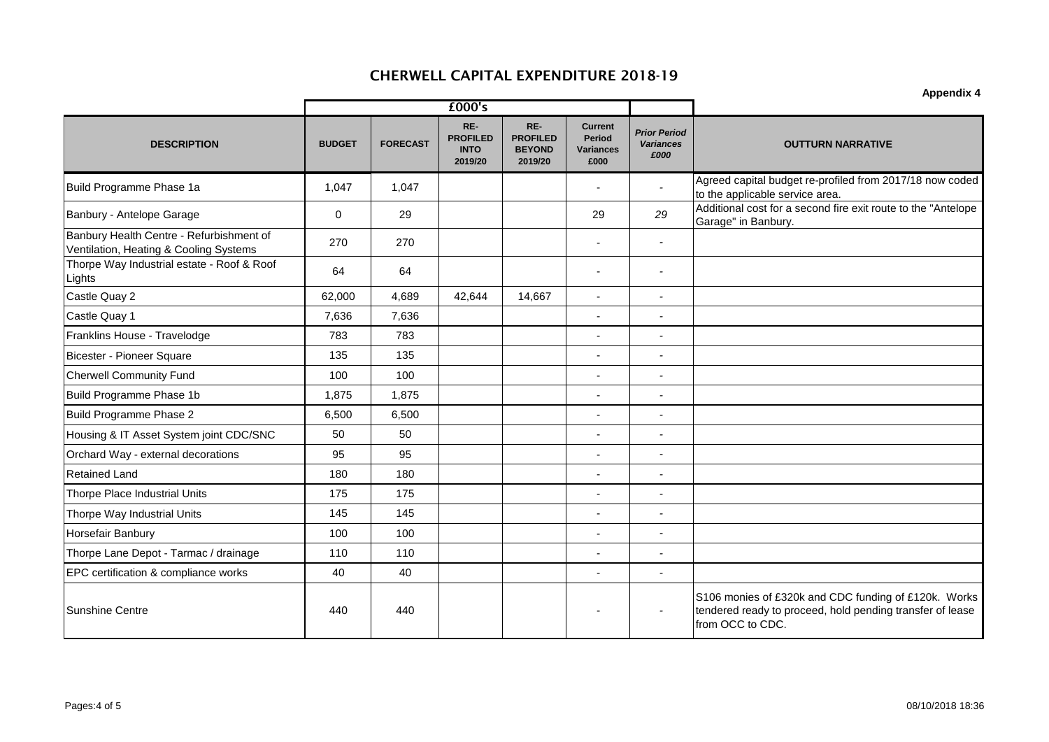# CHERWELL CAPITAL EXPENDITURE 2018-19

**Appendix 4**

| | £000's | | | | | | |
|---|---|---|---|---|---|---|---|
| **DESCRIPTION** | **BUDGET** | **FORECAST** | **RE-PROFILED INTO 2019/20** | **RE-PROFILED BEYOND 2019/20** | **Current Period Variances £000** | ***Prior Period Variances £000*** | **OUTTURN NARRATIVE** |
| Build Programme Phase 1a | 1,047 | 1,047 | | | - | - | Agreed capital budget re-profiled from 2017/18 now coded to the applicable service area. |
| Banbury - Antelope Garage | 0 | 29 | | | 29 | *29* | Additional cost for a second fire exit route to the "Antelope Garage" in Banbury. |
| Banbury Health Centre - Refurbishment of Ventilation, Heating & Cooling Systems | 270 | 270 | | | - | - | |
| Thorpe Way Industrial estate - Roof & Roof Lights | 64 | 64 | | | - | - | |
| Castle Quay 2 | 62,000 | 4,689 | 42,644 | 14,667 | - | - | |
| Castle Quay 1 | 7,636 | 7,636 | | | - | - | |
| Franklins House - Travelodge | 783 | 783 | | | - | - | |
| Bicester - Pioneer Square | 135 | 135 | | | - | - | |
| Cherwell Community Fund | 100 | 100 | | | - | - | |
| Build Programme Phase 1b | 1,875 | 1,875 | | | - | - | |
| Build Programme Phase 2 | 6,500 | 6,500 | | | - | - | |
| Housing & IT Asset System joint CDC/SNC | 50 | 50 | | | - | - | |
| Orchard Way - external decorations | 95 | 95 | | | - | - | |
| Retained Land | 180 | 180 | | | - | - | |
| Thorpe Place Industrial Units | 175 | 175 | | | - | - | |
| Thorpe Way Industrial Units | 145 | 145 | | | - | - | |
| Horsefair Banbury | 100 | 100 | | | - | - | |
| Thorpe Lane Depot - Tarmac / drainage | 110 | 110 | | | - | - | |
| EPC certification & compliance works | 40 | 40 | | | - | - | |
| Sunshine Centre | 440 | 440 | | | - | - | S106 monies of £320k and CDC funding of £120k. Works tendered ready to proceed, hold pending transfer of lease from OCC to CDC. |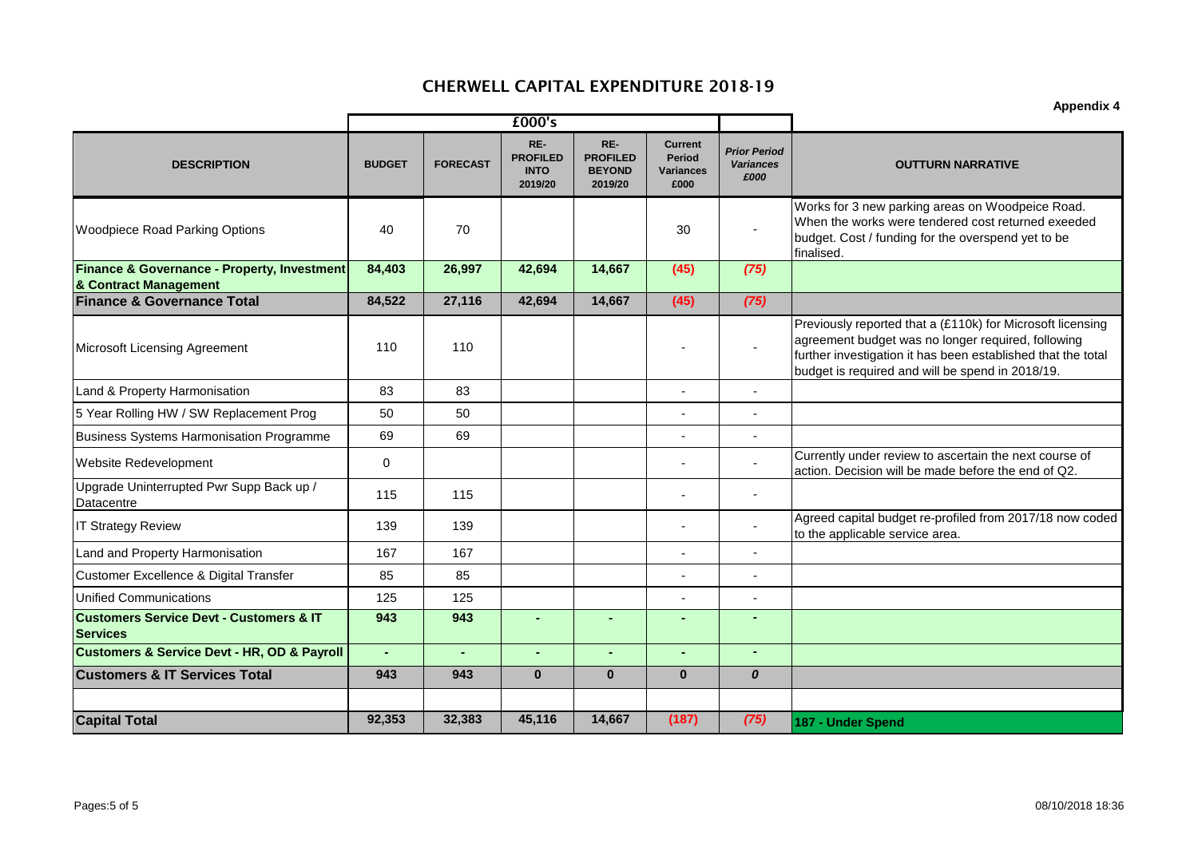# CHERWELL CAPITAL EXPENDITURE 2018-19

**Appendix 4**

| | £000's | | | | | | |
|---|---|---|---|---|---|---|---|
| **DESCRIPTION** | **BUDGET** | **FORECAST** | **RE-PROFILED INTO 2019/20** | **RE-PROFILED BEYOND 2019/20** | **Current Period Variances £000** | ***Prior Period Variances £000*** | **OUTTURN NARRATIVE** |
| Woodpiece Road Parking Options | 40 | 70 | | | 30 | - | Works for 3 new parking areas on Woodpeice Road. When the works were tendered cost returned exeeded budget. Cost / funding for the overspend yet to be finalised. |
| **Finance & Governance - Property, Investment & Contract Management** | **84,403** | **26,997** | **42,694** | **14,667** | **(45)** | ***(75)*** | |
| **Finance & Governance Total** | **84,522** | **27,116** | **42,694** | **14,667** | **(45)** | ***(75)*** | |
| Microsoft Licensing Agreement | 110 | 110 | | | - | - | Previously reported that a (£110k) for Microsoft licensing agreement budget was no longer required, following further investigation it has been established that the total budget is required and will be spend in 2018/19. |
| Land & Property Harmonisation | 83 | 83 | | | - | - | |
| 5 Year Rolling HW / SW Replacement Prog | 50 | 50 | | | - | - | |
| Business Systems Harmonisation Programme | 69 | 69 | | | - | - | |
| Website Redevelopment | 0 | | | | - | - | Currently under review to ascertain the next course of action. Decision will be made before the end of Q2. |
| Upgrade Uninterrupted Pwr Supp Back up / Datacentre | 115 | 115 | | | - | - | |
| IT Strategy Review | 139 | 139 | | | - | - | Agreed capital budget re-profiled from 2017/18 now coded to the applicable service area. |
| Land and Property Harmonisation | 167 | 167 | | | - | - | |
| Customer Excellence & Digital Transfer | 85 | 85 | | | - | - | |
| Unified Communications | 125 | 125 | | | - | - | |
| **Customers Service Devt - Customers & IT Services** | **943** | **943** | **-** | **-** | **-** | **-** | |
| **Customers & Service Devt - HR, OD & Payroll** | **-** | **-** | **-** | **-** | **-** | **-** | |
| **Customers & IT Services Total** | **943** | **943** | **0** | **0** | **0** | ***0*** | |
| | | | | | | | |
| **Capital Total** | **92,353** | **32,383** | **45,116** | **14,667** | **(187)** | ***(75)*** | **187 - Under Spend** |